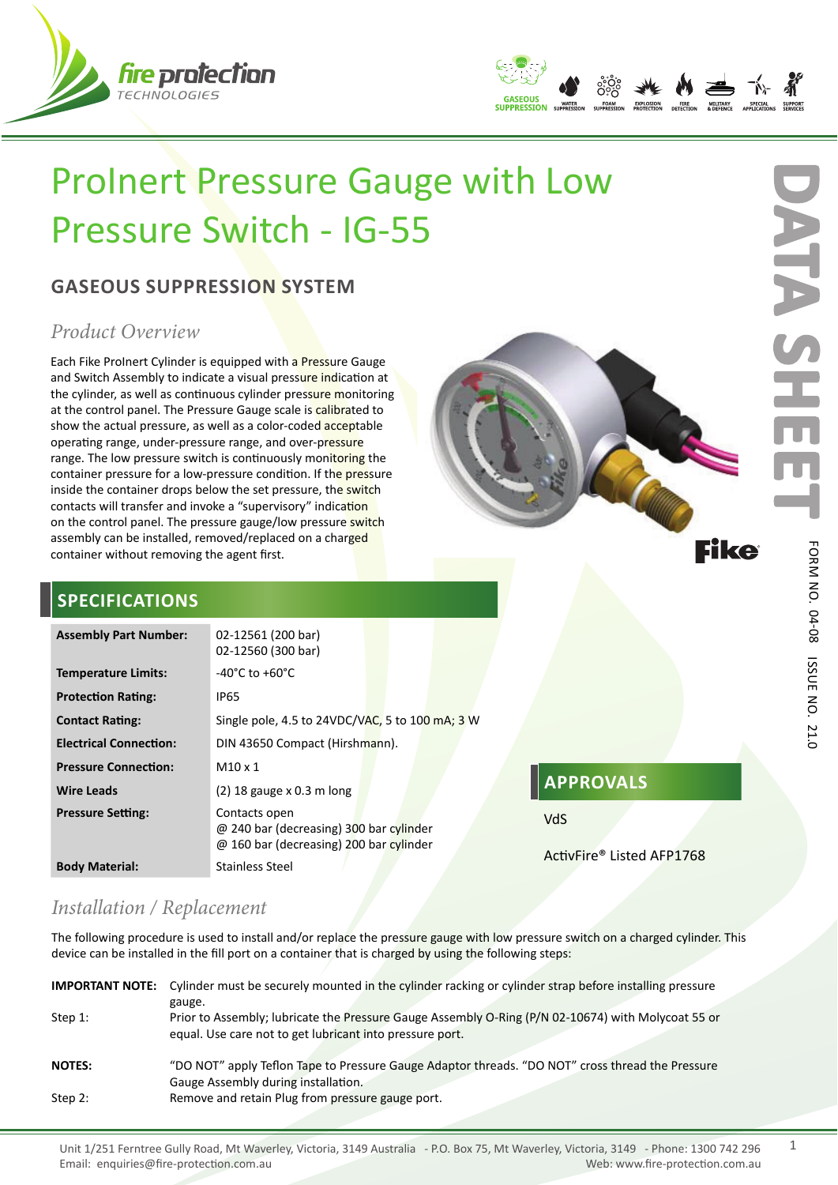# ProInert Pressure Gauge with Low Pressure Switch - IG-55

## GASEOUS SUPPRESSION SYSTEM

### *Product Overview*

Each Fike ProInert Cylinder is equipped with a Pressure Gauge and Switch Assembly to indicate a visual pressure indication at the cylinder, as well as continuous cylinder pressure monitoring at the control panel. The Pressure Gauge scale is calibrated to show the actual pressure, as well as a color-coded acceptable operating range, under-pressure range, and over-pressure range. The low pressure switch is continuously monitoring the container pressure for a low-pressure condition. If the pressure inside the container drops below the set pressure, the switch contacts will transfer and invoke a "supervisory" indication on the control panel. The pressure gauge/low pressure switch assembly can be installed, removed/replaced on a charged container without removing the agent first.

## SPECIFICATIONS

| | |
|---|---|
| **Assembly Part Number:** | 02-12561 (200 bar)<br>02-12560 (300 bar) |
| **Temperature Limits:** | -40°C to +60°C |
| **Protection Rating:** | IP65 |
| **Contact Rating:** | Single pole, 4.5 to 24VDC/VAC, 5 to 100 mA; 3 W |
| **Electrical Connection:** | DIN 43650 Compact (Hirshmann). |
| **Pressure Connection:** | M10 x 1 |
| **Wire Leads** | (2) 18 gauge x 0.3 m long |
| **Pressure Setting:** | Contacts open<br>@ 240 bar (decreasing) 300 bar cylinder<br>@ 160 bar (decreasing) 200 bar cylinder |
| **Body Material:** | Stainless Steel |

## APPROVALS

VdS

ActivFire® Listed AFP1768

### *Installation / Replacement*

The following procedure is used to install and/or replace the pressure gauge with low pressure switch on a charged cylinder. This device can be installed in the fill port on a container that is charged by using the following steps:

| | |
|---|---|
| **IMPORTANT NOTE:** | Cylinder must be securely mounted in the cylinder racking or cylinder strap before installing pressure gauge. |
| Step 1: | Prior to Assembly; lubricate the Pressure Gauge Assembly O-Ring (P/N 02-10674) with Molycoat 55 or equal. Use care not to get lubricant into pressure port. |
| **NOTES:** | "DO NOT" apply Teflon Tape to Pressure Gauge Adaptor threads. "DO NOT" cross thread the Pressure Gauge Assembly during installation. |
| Step 2: | Remove and retain Plug from pressure gauge port. |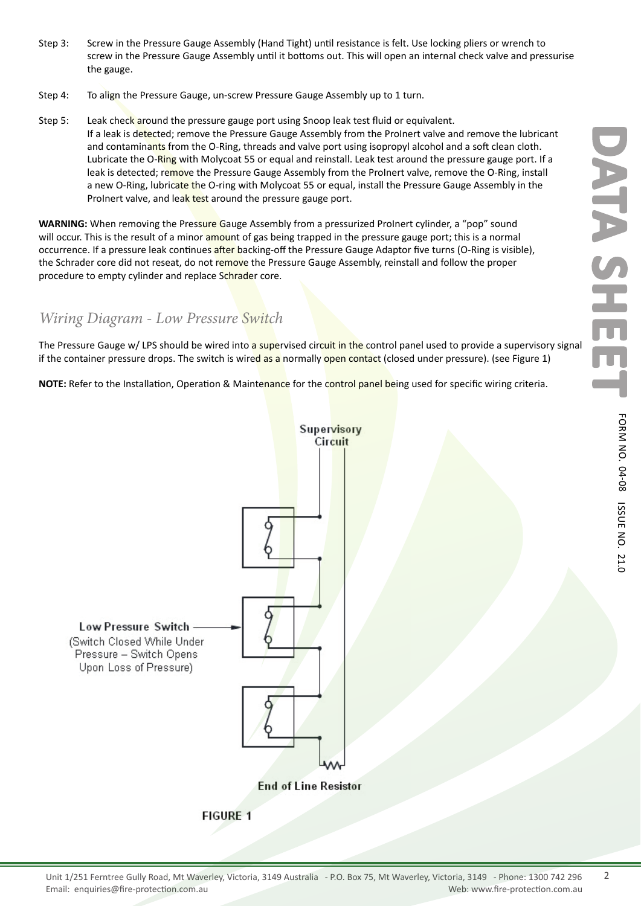Step 3: Screw in the Pressure Gauge Assembly (Hand Tight) until resistance is felt. Use locking pliers or wrench to screw in the Pressure Gauge Assembly until it bottoms out. This will open an internal check valve and pressurise the gauge.

Step 4: To align the Pressure Gauge, un-screw Pressure Gauge Assembly up to 1 turn.

Step 5: Leak check around the pressure gauge port using Snoop leak test fluid or equivalent. If a leak is detected; remove the Pressure Gauge Assembly from the ProInert valve and remove the lubricant and contaminants from the O-Ring, threads and valve port using isopropyl alcohol and a soft clean cloth. Lubricate the O-Ring with Molycoat 55 or equal and reinstall. Leak test around the pressure gauge port. If a leak is detected; remove the Pressure Gauge Assembly from the ProInert valve, remove the O-Ring, install a new O-Ring, lubricate the O-ring with Molycoat 55 or equal, install the Pressure Gauge Assembly in the ProInert valve, and leak test around the pressure gauge port.

**WARNING:** When removing the Pressure Gauge Assembly from a pressurized ProInert cylinder, a "pop" sound will occur. This is the result of a minor amount of gas being trapped in the pressure gauge port; this is a normal occurrence. If a pressure leak continues after backing-off the Pressure Gauge Adaptor five turns (O-Ring is visible), the Schrader core did not reseat, do not remove the Pressure Gauge Assembly, reinstall and follow the proper procedure to empty cylinder and replace Schrader core.

## *Wiring Diagram - Low Pressure Switch*

The Pressure Gauge w/ LPS should be wired into a supervised circuit in the control panel used to provide a supervisory signal if the container pressure drops. The switch is wired as a normally open contact (closed under pressure). (see Figure 1)

**NOTE:** Refer to the Installation, Operation & Maintenance for the control panel being used for specific wiring criteria.

Supervisory Circuit

Low Pressure Switch
(Switch Closed While Under Pressure – Switch Opens Upon Loss of Pressure)

End of Line Resistor

FIGURE 1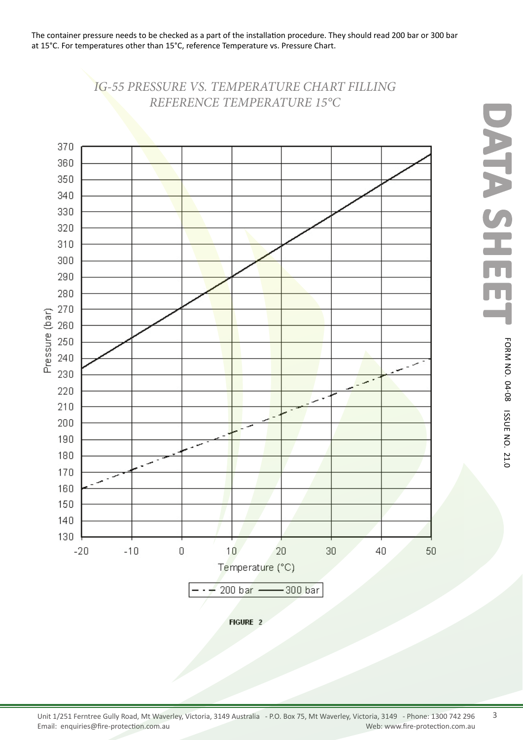The container pressure needs to be checked as a part of the installation procedure. They should read 200 bar or 300 bar at 15°C. For temperatures other than 15°C, reference Temperature vs. Pressure Chart.

## *IG-55 PRESSURE VS. TEMPERATURE CHART FILLING REFERENCE TEMPERATURE 15°C*

Pressure (bar)

370
360
350
340
330
320
310
300
290
280
270
260
250
240
230
220
210
200
190
180
170
160
150
140
130

-20
-10
0
10
20
30
40
50

Temperature (°C)

200 bar
300 bar

**FIGURE 2**

DATA SHEET

FORM NO. 04-08 ISSUE NO. 21.0

Unit 1/251 Ferntree Gully Road, Mt Waverley, Victoria, 3149 Australia - P.O. Box 75, Mt Waverley, Victoria, 3149 - Phone: 1300 742 296
Email: enquiries@fire-protection.com.au
Web: www.fire-protection.com.au